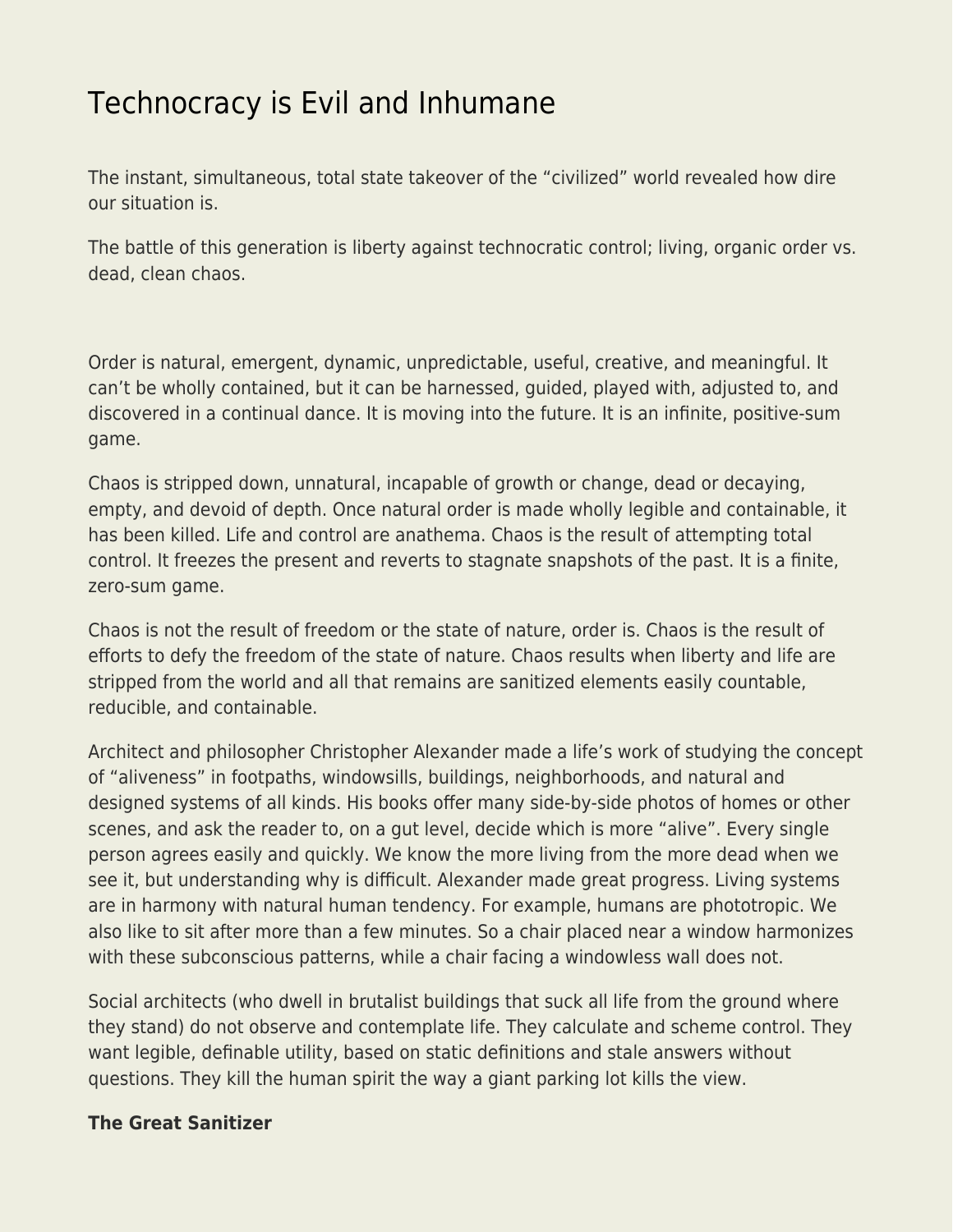# Technocracy is Evil and Inhumane

The instant, simultaneous, total state takeover of the “civilized” world revealed how dire our situation is.

The battle of this generation is liberty against technocratic control; living, organic order vs. dead, clean chaos.

Order is natural, emergent, dynamic, unpredictable, useful, creative, and meaningful. It can’t be wholly contained, but it can be harnessed, guided, played with, adjusted to, and discovered in a continual dance. It is moving into the future. It is an infinite, positive-sum game.

Chaos is stripped down, unnatural, incapable of growth or change, dead or decaying, empty, and devoid of depth. Once natural order is made wholly legible and containable, it has been killed. Life and control are anathema. Chaos is the result of attempting total control. It freezes the present and reverts to stagnate snapshots of the past. It is a finite, zero-sum game.

Chaos is not the result of freedom or the state of nature, order is. Chaos is the result of efforts to defy the freedom of the state of nature. Chaos results when liberty and life are stripped from the world and all that remains are sanitized elements easily countable, reducible, and containable.

Architect and philosopher Christopher Alexander made a life’s work of studying the concept of “aliveness” in footpaths, windowsills, buildings, neighborhoods, and natural and designed systems of all kinds. His books offer many side-by-side photos of homes or other scenes, and ask the reader to, on a gut level, decide which is more “alive”. Every single person agrees easily and quickly. We know the more living from the more dead when we see it, but understanding why is difficult. Alexander made great progress. Living systems are in harmony with natural human tendency. For example, humans are phototropic. We also like to sit after more than a few minutes. So a chair placed near a window harmonizes with these subconscious patterns, while a chair facing a windowless wall does not.

Social architects (who dwell in brutalist buildings that suck all life from the ground where they stand) do not observe and contemplate life. They calculate and scheme control. They want legible, definable utility, based on static definitions and stale answers without questions. They kill the human spirit the way a giant parking lot kills the view.

**The Great Sanitizer**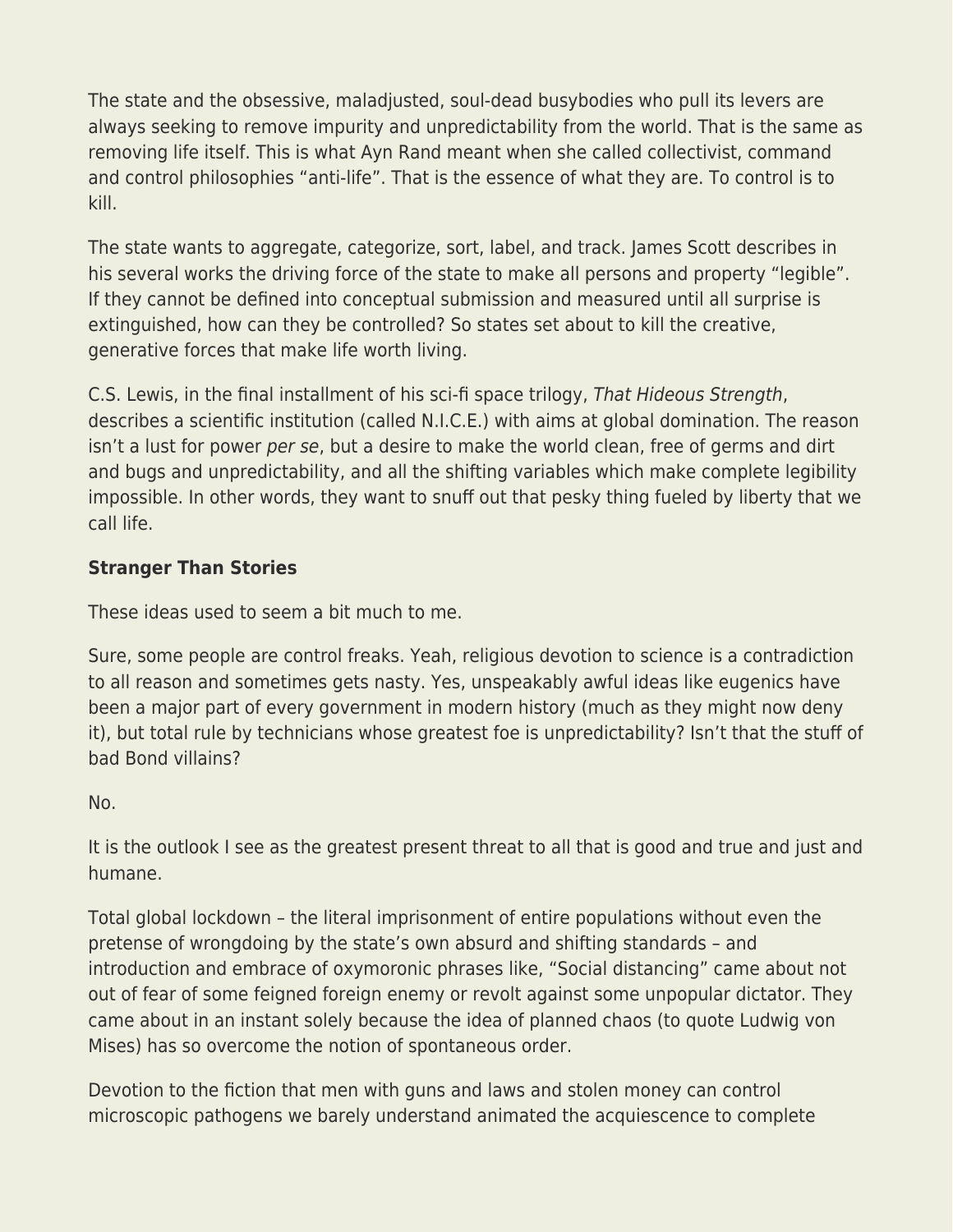The state and the obsessive, maladjusted, soul-dead busybodies who pull its levers are always seeking to remove impurity and unpredictability from the world. That is the same as removing life itself. This is what Ayn Rand meant when she called collectivist, command and control philosophies "anti-life". That is the essence of what they are. To control is to kill.

The state wants to aggregate, categorize, sort, label, and track. James Scott describes in his several works the driving force of the state to make all persons and property "legible". If they cannot be defined into conceptual submission and measured until all surprise is extinguished, how can they be controlled? So states set about to kill the creative, generative forces that make life worth living.

C.S. Lewis, in the final installment of his sci-fi space trilogy, *That Hideous Strength*, describes a scientific institution (called N.I.C.E.) with aims at global domination. The reason isn't a lust for power *per se*, but a desire to make the world clean, free of germs and dirt and bugs and unpredictability, and all the shifting variables which make complete legibility impossible. In other words, they want to snuff out that pesky thing fueled by liberty that we call life.

**Stranger Than Stories**

These ideas used to seem a bit much to me.

Sure, some people are control freaks. Yeah, religious devotion to science is a contradiction to all reason and sometimes gets nasty. Yes, unspeakably awful ideas like eugenics have been a major part of every government in modern history (much as they might now deny it), but total rule by technicians whose greatest foe is unpredictability? Isn't that the stuff of bad Bond villains?

No.

It is the outlook I see as the greatest present threat to all that is good and true and just and humane.

Total global lockdown – the literal imprisonment of entire populations without even the pretense of wrongdoing by the state's own absurd and shifting standards – and introduction and embrace of oxymoronic phrases like, "Social distancing" came about not out of fear of some feigned foreign enemy or revolt against some unpopular dictator. They came about in an instant solely because the idea of planned chaos (to quote Ludwig von Mises) has so overcome the notion of spontaneous order.

Devotion to the fiction that men with guns and laws and stolen money can control microscopic pathogens we barely understand animated the acquiescence to complete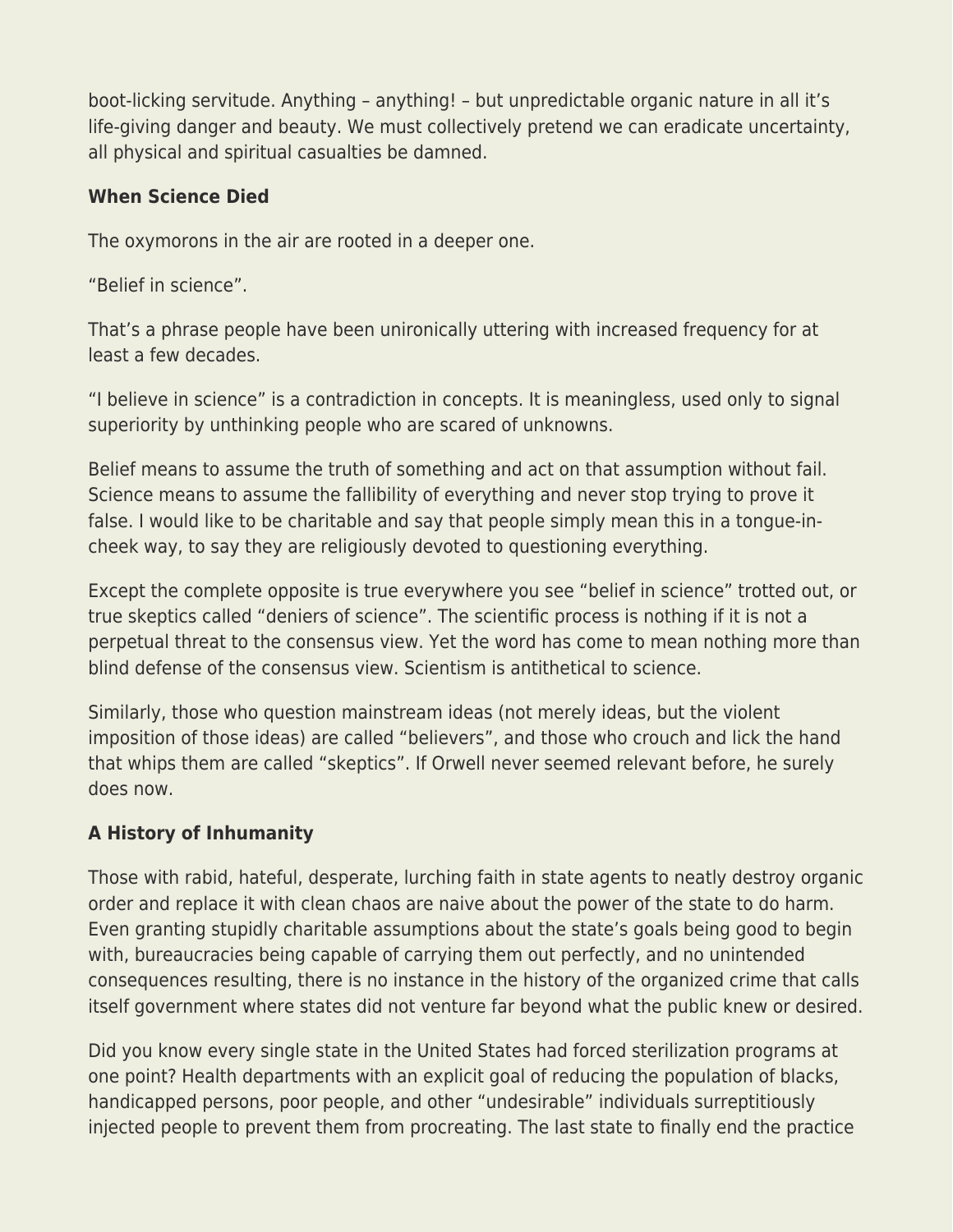boot-licking servitude. Anything – anything! – but unpredictable organic nature in all it's life-giving danger and beauty. We must collectively pretend we can eradicate uncertainty, all physical and spiritual casualties be damned.

**When Science Died**

The oxymorons in the air are rooted in a deeper one.

"Belief in science".

That's a phrase people have been unironically uttering with increased frequency for at least a few decades.

"I believe in science" is a contradiction in concepts. It is meaningless, used only to signal superiority by unthinking people who are scared of unknowns.

Belief means to assume the truth of something and act on that assumption without fail. Science means to assume the fallibility of everything and never stop trying to prove it false. I would like to be charitable and say that people simply mean this in a tongue-in-cheek way, to say they are religiously devoted to questioning everything.

Except the complete opposite is true everywhere you see "belief in science" trotted out, or true skeptics called "deniers of science". The scientific process is nothing if it is not a perpetual threat to the consensus view. Yet the word has come to mean nothing more than blind defense of the consensus view. Scientism is antithetical to science.

Similarly, those who question mainstream ideas (not merely ideas, but the violent imposition of those ideas) are called "believers", and those who crouch and lick the hand that whips them are called "skeptics". If Orwell never seemed relevant before, he surely does now.

**A History of Inhumanity**

Those with rabid, hateful, desperate, lurching faith in state agents to neatly destroy organic order and replace it with clean chaos are naive about the power of the state to do harm. Even granting stupidly charitable assumptions about the state's goals being good to begin with, bureaucracies being capable of carrying them out perfectly, and no unintended consequences resulting, there is no instance in the history of the organized crime that calls itself government where states did not venture far beyond what the public knew or desired.

Did you know every single state in the United States had forced sterilization programs at one point? Health departments with an explicit goal of reducing the population of blacks, handicapped persons, poor people, and other "undesirable" individuals surreptitiously injected people to prevent them from procreating. The last state to finally end the practice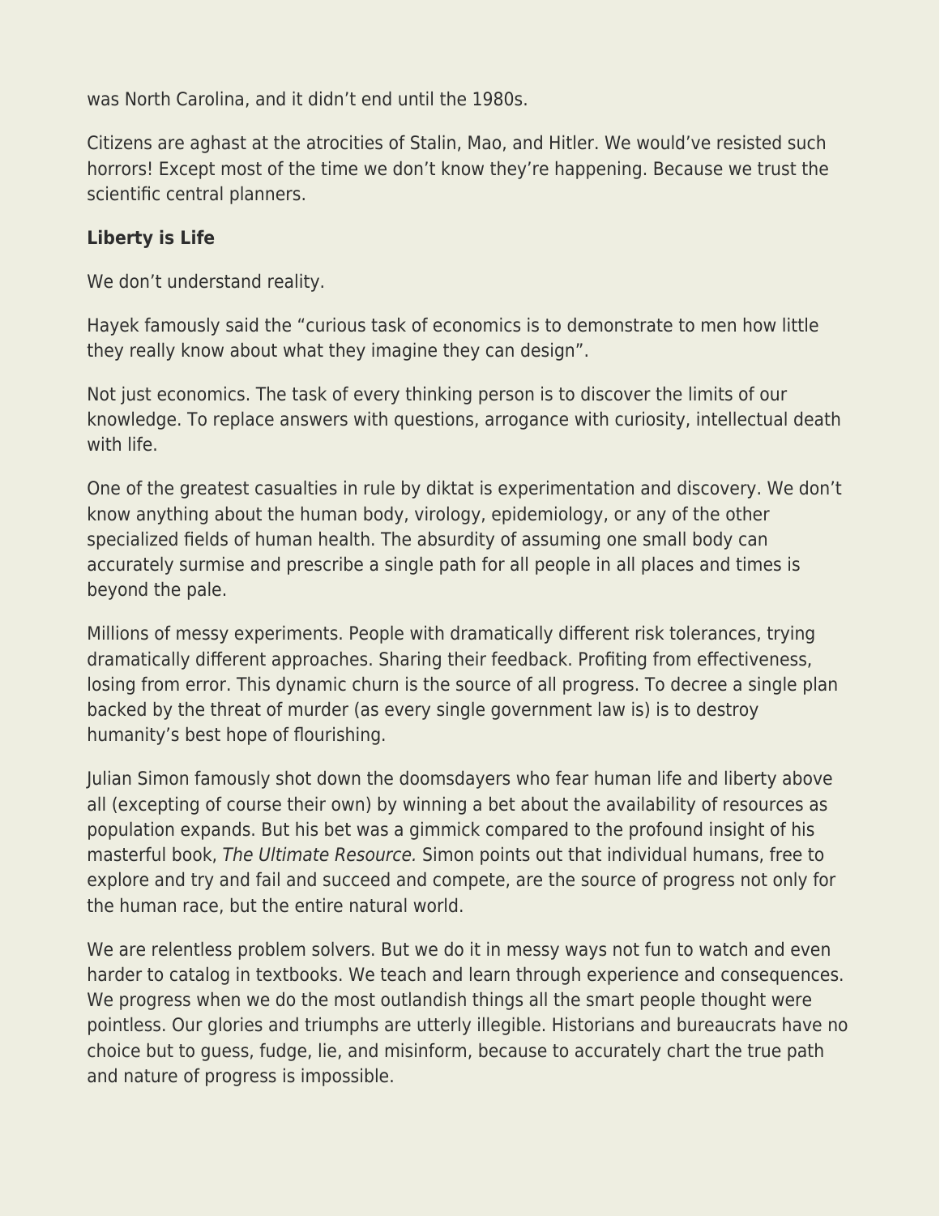was North Carolina, and it didn't end until the 1980s.

Citizens are aghast at the atrocities of Stalin, Mao, and Hitler. We would've resisted such horrors! Except most of the time we don't know they're happening. Because we trust the scientific central planners.

**Liberty is Life**

We don't understand reality.

Hayek famously said the "curious task of economics is to demonstrate to men how little they really know about what they imagine they can design".

Not just economics. The task of every thinking person is to discover the limits of our knowledge. To replace answers with questions, arrogance with curiosity, intellectual death with life.

One of the greatest casualties in rule by diktat is experimentation and discovery. We don't know anything about the human body, virology, epidemiology, or any of the other specialized fields of human health. The absurdity of assuming one small body can accurately surmise and prescribe a single path for all people in all places and times is beyond the pale.

Millions of messy experiments. People with dramatically different risk tolerances, trying dramatically different approaches. Sharing their feedback. Profiting from effectiveness, losing from error. This dynamic churn is the source of all progress. To decree a single plan backed by the threat of murder (as every single government law is) is to destroy humanity's best hope of flourishing.

Julian Simon famously shot down the doomsdayers who fear human life and liberty above all (excepting of course their own) by winning a bet about the availability of resources as population expands. But his bet was a gimmick compared to the profound insight of his masterful book, *The Ultimate Resource.* Simon points out that individual humans, free to explore and try and fail and succeed and compete, are the source of progress not only for the human race, but the entire natural world.

We are relentless problem solvers. But we do it in messy ways not fun to watch and even harder to catalog in textbooks. We teach and learn through experience and consequences. We progress when we do the most outlandish things all the smart people thought were pointless. Our glories and triumphs are utterly illegible. Historians and bureaucrats have no choice but to guess, fudge, lie, and misinform, because to accurately chart the true path and nature of progress is impossible.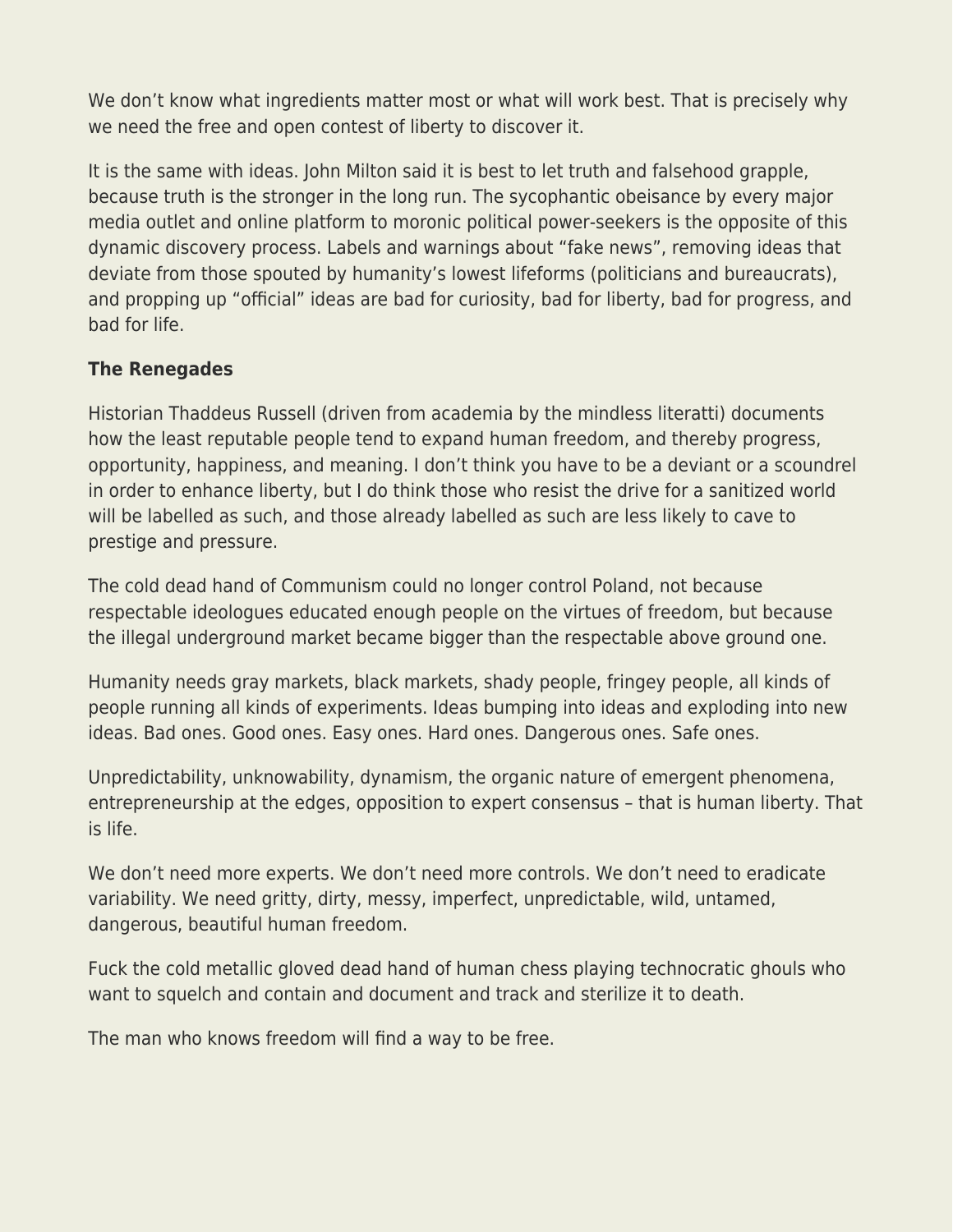We don't know what ingredients matter most or what will work best. That is precisely why we need the free and open contest of liberty to discover it.

It is the same with ideas. John Milton said it is best to let truth and falsehood grapple, because truth is the stronger in the long run. The sycophantic obeisance by every major media outlet and online platform to moronic political power-seekers is the opposite of this dynamic discovery process. Labels and warnings about "fake news", removing ideas that deviate from those spouted by humanity's lowest lifeforms (politicians and bureaucrats), and propping up "official" ideas are bad for curiosity, bad for liberty, bad for progress, and bad for life.

**The Renegades**

Historian Thaddeus Russell (driven from academia by the mindless literatti) documents how the least reputable people tend to expand human freedom, and thereby progress, opportunity, happiness, and meaning. I don't think you have to be a deviant or a scoundrel in order to enhance liberty, but I do think those who resist the drive for a sanitized world will be labelled as such, and those already labelled as such are less likely to cave to prestige and pressure.

The cold dead hand of Communism could no longer control Poland, not because respectable ideologues educated enough people on the virtues of freedom, but because the illegal underground market became bigger than the respectable above ground one.

Humanity needs gray markets, black markets, shady people, fringey people, all kinds of people running all kinds of experiments. Ideas bumping into ideas and exploding into new ideas. Bad ones. Good ones. Easy ones. Hard ones. Dangerous ones. Safe ones.

Unpredictability, unknowability, dynamism, the organic nature of emergent phenomena, entrepreneurship at the edges, opposition to expert consensus – that is human liberty. That is life.

We don't need more experts. We don't need more controls. We don't need to eradicate variability. We need gritty, dirty, messy, imperfect, unpredictable, wild, untamed, dangerous, beautiful human freedom.

Fuck the cold metallic gloved dead hand of human chess playing technocratic ghouls who want to squelch and contain and document and track and sterilize it to death.

The man who knows freedom will find a way to be free.